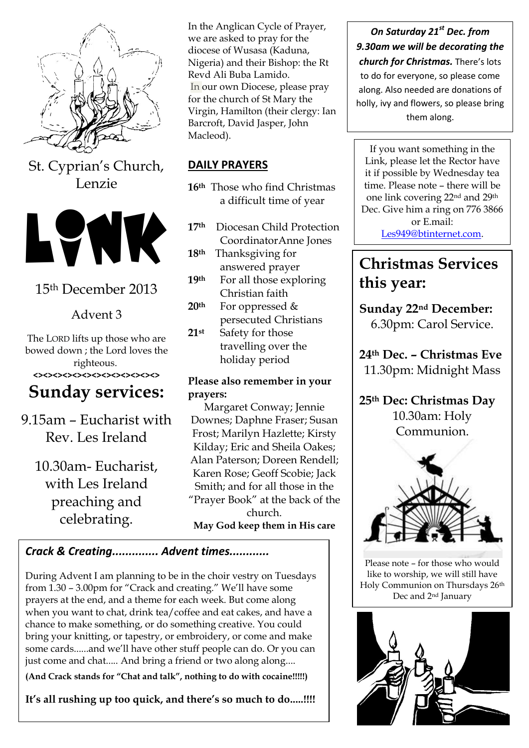# St. Cyprian's Church, Lenzie

# LINK

15th December 2013

Advent 3

The LORD lifts up those who are bowed down ; the Lord loves the righteous.

<><><><><><><><><><><><><>

## Sunday services:

9.15am – Eucharist with Rev. Les Ireland

10.30am- Eucharist, with Les Ireland preaching and celebrating.

In the Anglican Cycle of Prayer, we are asked to pray for the diocese of Wusasa (Kaduna, Nigeria) and their Bishop: the Rt Revd Ali Buba Lamido.

In our own Diocese, please pray for the church of St Mary the Virgin, Hamilton (their clergy: Ian Barcroft, David Jasper, John Macleod).

## DAILY PRAYERS

- **16th** Those who find Christmas a difficult time of year
- **17th** Diocesan Child Protection CoordinatorAnne Jones
- **18th** Thanksgiving for answered prayer
- **19th** For all those exploring Christian faith
- **20th** For oppressed & persecuted Christians
- **21st** Safety for those travelling over the holiday period

**Please also remember in your prayers:**

Margaret Conway; Jennie Downes; Daphne Fraser; Susan Frost; Marilyn Hazlette; Kirsty Kilday; Eric and Sheila Oakes; Alan Paterson; Doreen Rendell; Karen Rose; Geoff Scobie; Jack Smith; and for all those in the "Prayer Book" at the back of the church.

**May God keep them in His care**

***On Saturday 21st Dec. from 9.30am we will be decorating the church for Christmas.*** There's lots to do for everyone, so please come along. Also needed are donations of holly, ivy and flowers, so please bring them along.

If you want something in the Link, please let the Rector have it if possible by Wednesday tea time. Please note – there will be one link covering 22nd and 29th Dec. Give him a ring on 776 3866 or E.mail: Les949@btinternet.com.

## Christmas Services this year:

**Sunday 22nd December:**
6.30pm: Carol Service.

**24th Dec. – Christmas Eve**
11.30pm: Midnight Mass

**25th Dec: Christmas Day**
10.30am: Holy Communion.

Please note – for those who would like to worship, we will still have Holy Communion on Thursdays 26th Dec and 2nd January

### *Crack & Creating............. Advent times...........*

During Advent I am planning to be in the choir vestry on Tuesdays from 1.30 – 3.00pm for "Crack and creating." We'll have some prayers at the end, and a theme for each week. But come along when you want to chat, drink tea/coffee and eat cakes, and have a chance to make something, or do something creative. You could bring your knitting, or tapestry, or embroidery, or come and make some cards......and we'll have other stuff people can do. Or you can just come and chat..... And bring a friend or two along along....

**(And Crack stands for "Chat and talk", nothing to do with cocaine!!!!!)**

**It's all rushing up too quick, and there's so much to do.....!!!!**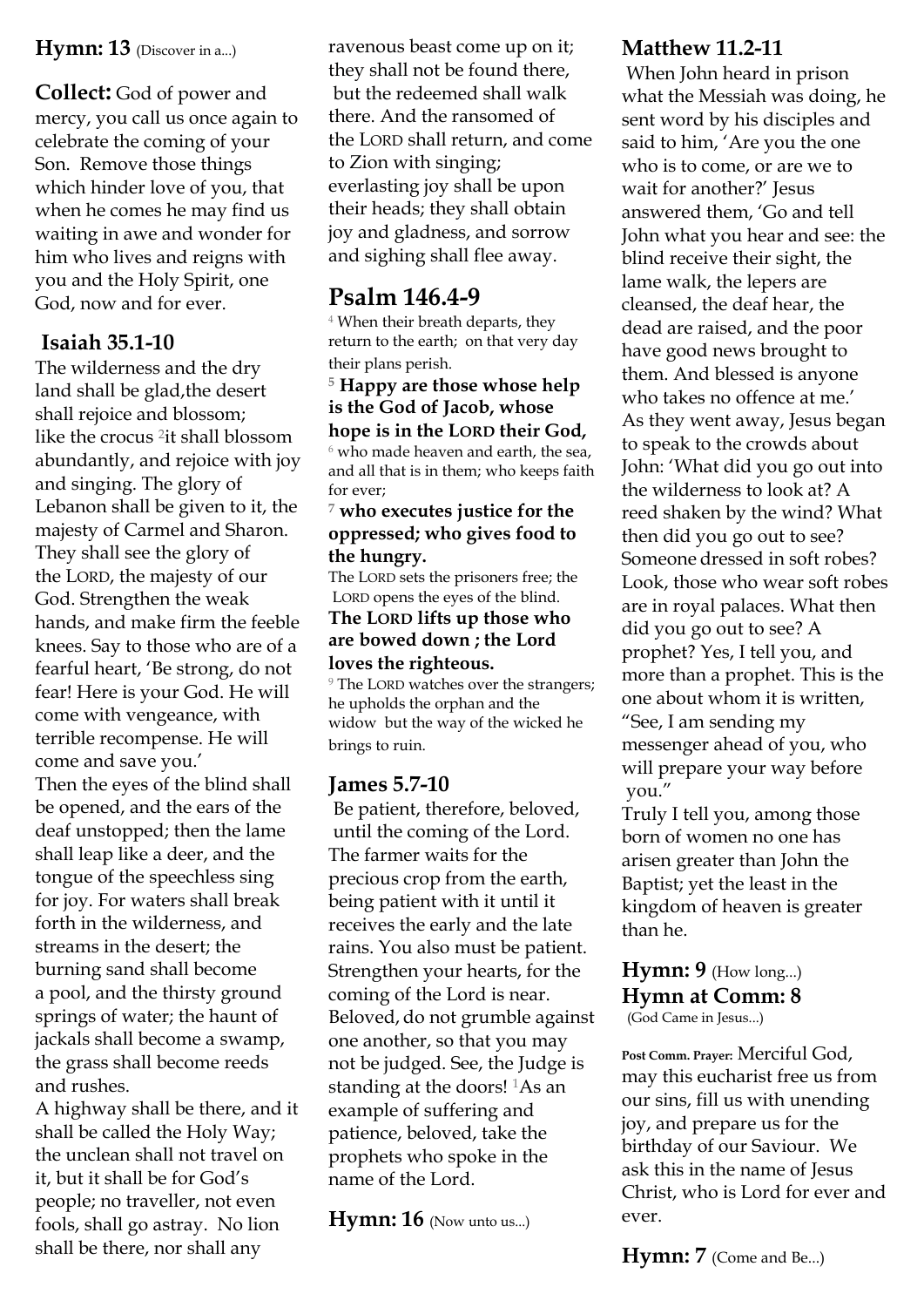**Hymn: 13** (Discover in a...)

**Collect:** God of power and mercy, you call us once again to celebrate the coming of your Son. Remove those things which hinder love of you, that when he comes he may find us waiting in awe and wonder for him who lives and reigns with you and the Holy Spirit, one God, now and for ever.

## Isaiah 35.1-10

The wilderness and the dry land shall be glad,the desert shall rejoice and blossom; like the crocus [2]it shall blossom abundantly, and rejoice with joy and singing. The glory of Lebanon shall be given to it, the majesty of Carmel and Sharon. They shall see the glory of the LORD, the majesty of our God. Strengthen the weak hands, and make firm the feeble knees. Say to those who are of a fearful heart, 'Be strong, do not fear! Here is your God. He will come with vengeance, with terrible recompense. He will come and save you.'
Then the eyes of the blind shall be opened, and the ears of the deaf unstopped; then the lame shall leap like a deer, and the tongue of the speechless sing for joy. For waters shall break forth in the wilderness, and streams in the desert; the burning sand shall become a pool, and the thirsty ground springs of water; the haunt of jackals shall become a swamp, the grass shall become reeds and rushes.
A highway shall be there, and it shall be called the Holy Way; the unclean shall not travel on it, but it shall be for God's people; no traveller, not even fools, shall go astray. No lion shall be there, nor shall any ravenous beast come up on it; they shall not be found there, but the redeemed shall walk there. And the ransomed of the LORD shall return, and come to Zion with singing; everlasting joy shall be upon their heads; they shall obtain joy and gladness, and sorrow and sighing shall flee away.

## Psalm 146.4-9

[4] When their breath departs, they return to the earth; on that very day their plans perish.
**[5] Happy are those whose help is the God of Jacob, whose hope is in the LORD their God,**
[6] who made heaven and earth, the sea, and all that is in them; who keeps faith for ever;
**[7] who executes justice for the oppressed; who gives food to the hungry.**
The LORD sets the prisoners free; the LORD opens the eyes of the blind.
**The LORD lifts up those who are bowed down ; the Lord loves the righteous.**
[9] The LORD watches over the strangers; he upholds the orphan and the widow but the way of the wicked he brings to ruin.

## James 5.7-10

Be patient, therefore, beloved, until the coming of the Lord. The farmer waits for the precious crop from the earth, being patient with it until it receives the early and the late rains. You also must be patient. Strengthen your hearts, for the coming of the Lord is near. Beloved, do not grumble against one another, so that you may not be judged. See, the Judge is standing at the doors! [1]As an example of suffering and patience, beloved, take the prophets who spoke in the name of the Lord.

**Hymn: 16** (Now unto us...)

## Matthew 11.2-11

When John heard in prison what the Messiah was doing, he sent word by his disciples and said to him, 'Are you the one who is to come, or are we to wait for another?' Jesus answered them, 'Go and tell John what you hear and see: the blind receive their sight, the lame walk, the lepers are cleansed, the deaf hear, the dead are raised, and the poor have good news brought to them. And blessed is anyone who takes no offence at me.'
As they went away, Jesus began to speak to the crowds about John: 'What did you go out into the wilderness to look at? A reed shaken by the wind? What then did you go out to see? Someone dressed in soft robes? Look, those who wear soft robes are in royal palaces. What then did you go out to see? A prophet? Yes, I tell you, and more than a prophet. This is the one about whom it is written, "See, I am sending my messenger ahead of you, who will prepare your way before you."
Truly I tell you, among those born of women no one has arisen greater than John the Baptist; yet the least in the kingdom of heaven is greater than he.

**Hymn: 9** (How long...)
**Hymn at Comm: 8** (God Came in Jesus...)

**Post Comm. Prayer:** Merciful God, may this eucharist free us from our sins, fill us with unending joy, and prepare us for the birthday of our Saviour. We ask this in the name of Jesus Christ, who is Lord for ever and ever.

**Hymn: 7** (Come and Be...)